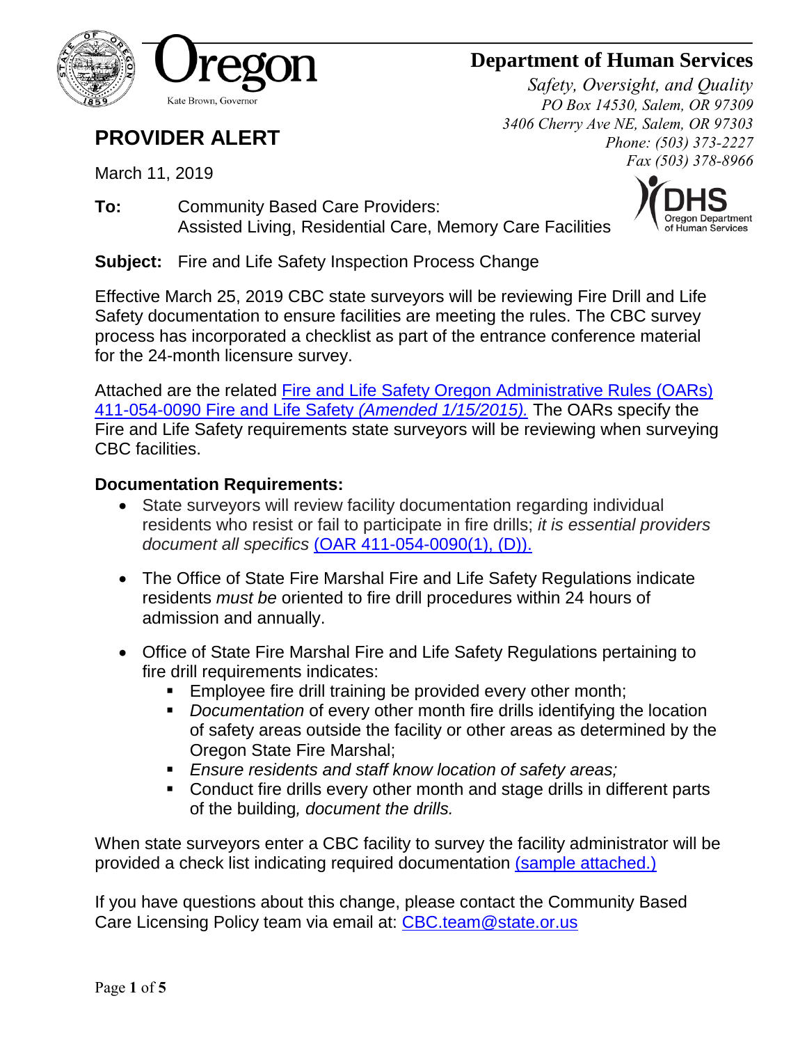Oregon

Kate Brown, Governor

**Department of Human Services**

*Safety, Oversight, and Quality*
*PO Box 14530, Salem, OR 97309*
*3406 Cherry Ave NE, Salem, OR 97303*
*Phone: (503) 373-2227*
*Fax (503) 378-8966*

# PROVIDER ALERT

March 11, 2019

**To:** Community Based Care Providers:
Assisted Living, Residential Care, Memory Care Facilities

**Subject:** Fire and Life Safety Inspection Process Change

Effective March 25, 2019 CBC state surveyors will be reviewing Fire Drill and Life Safety documentation to ensure facilities are meeting the rules. The CBC survey process has incorporated a checklist as part of the entrance conference material for the 24-month licensure survey.

Attached are the related Fire and Life Safety Oregon Administrative Rules (OARs) 411-054-0090 Fire and Life Safety *(Amended 1/15/2015).* The OARs specify the Fire and Life Safety requirements state surveyors will be reviewing when surveying CBC facilities.

**Documentation Requirements:**

- State surveyors will review facility documentation regarding individual residents who resist or fail to participate in fire drills; *it is essential providers document all specifics* (OAR 411-054-0090(1), (D)).
- The Office of State Fire Marshal Fire and Life Safety Regulations indicate residents *must be* oriented to fire drill procedures within 24 hours of admission and annually.
- Office of State Fire Marshal Fire and Life Safety Regulations pertaining to fire drill requirements indicates:
  - Employee fire drill training be provided every other month;
  - *Documentation* of every other month fire drills identifying the location of safety areas outside the facility or other areas as determined by the Oregon State Fire Marshal;
  - *Ensure residents and staff know location of safety areas;*
  - Conduct fire drills every other month and stage drills in different parts of the building*, document the drills.*

When state surveyors enter a CBC facility to survey the facility administrator will be provided a check list indicating required documentation (sample attached.)

If you have questions about this change, please contact the Community Based Care Licensing Policy team via email at: CBC.team@state.or.us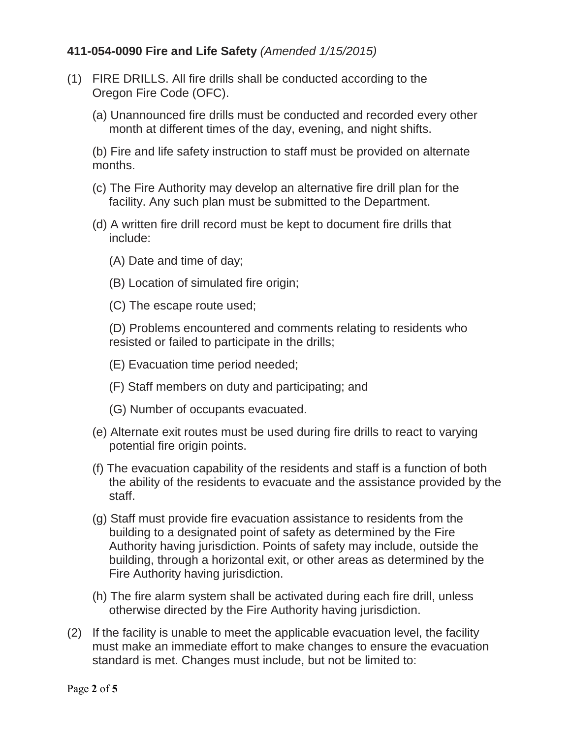**411-054-0090 Fire and Life Safety** *(Amended 1/15/2015)*

(1) FIRE DRILLS. All fire drills shall be conducted according to the Oregon Fire Code (OFC).

(a) Unannounced fire drills must be conducted and recorded every other month at different times of the day, evening, and night shifts.

(b) Fire and life safety instruction to staff must be provided on alternate months.

(c) The Fire Authority may develop an alternative fire drill plan for the facility. Any such plan must be submitted to the Department.

(d) A written fire drill record must be kept to document fire drills that include:

(A) Date and time of day;

(B) Location of simulated fire origin;

(C) The escape route used;

(D) Problems encountered and comments relating to residents who resisted or failed to participate in the drills;

(E) Evacuation time period needed;

(F) Staff members on duty and participating; and

(G) Number of occupants evacuated.

(e) Alternate exit routes must be used during fire drills to react to varying potential fire origin points.

(f) The evacuation capability of the residents and staff is a function of both the ability of the residents to evacuate and the assistance provided by the staff.

(g) Staff must provide fire evacuation assistance to residents from the building to a designated point of safety as determined by the Fire Authority having jurisdiction. Points of safety may include, outside the building, through a horizontal exit, or other areas as determined by the Fire Authority having jurisdiction.

(h) The fire alarm system shall be activated during each fire drill, unless otherwise directed by the Fire Authority having jurisdiction.

(2) If the facility is unable to meet the applicable evacuation level, the facility must make an immediate effort to make changes to ensure the evacuation standard is met. Changes must include, but not be limited to: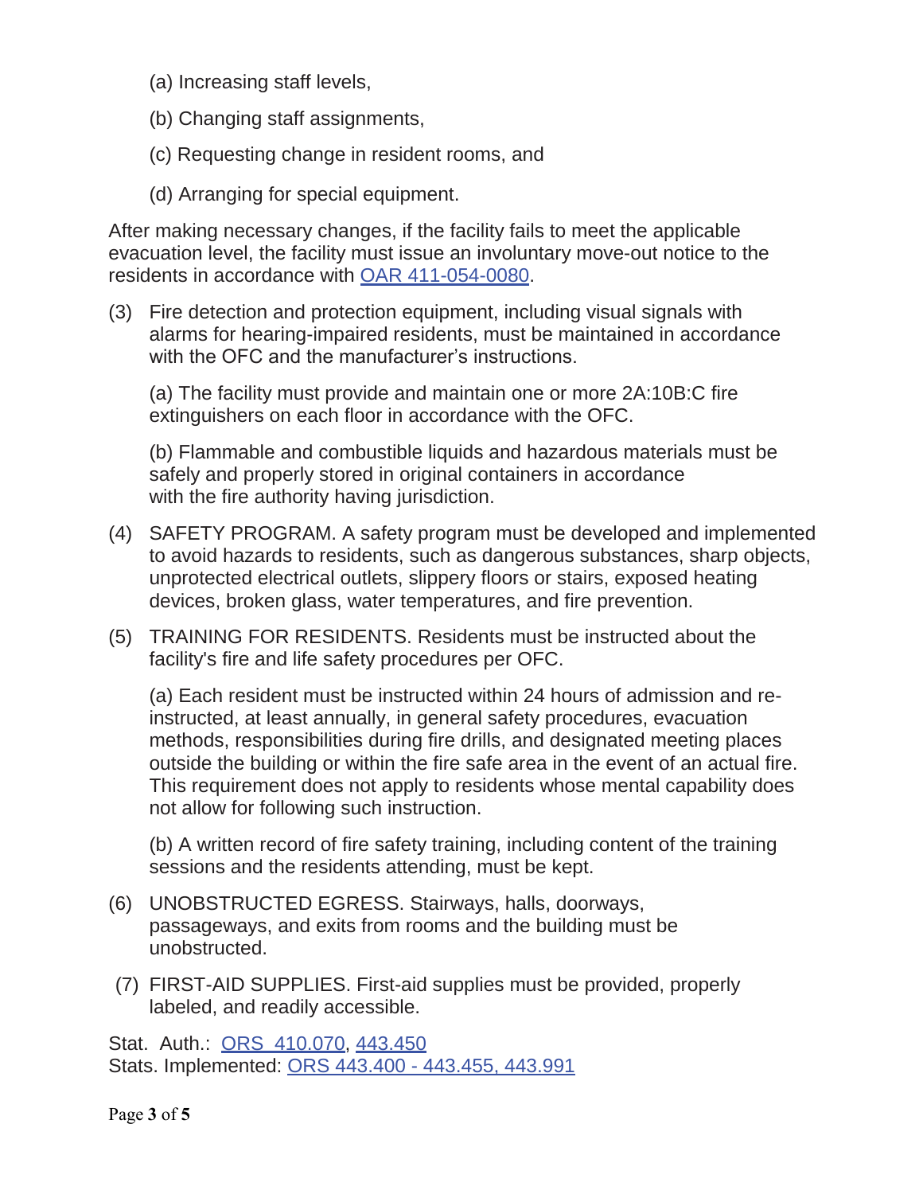(a) Increasing staff levels,

(b) Changing staff assignments,

(c) Requesting change in resident rooms, and

(d) Arranging for special equipment.

After making necessary changes, if the facility fails to meet the applicable evacuation level, the facility must issue an involuntary move-out notice to the residents in accordance with OAR 411-054-0080.

(3) Fire detection and protection equipment, including visual signals with alarms for hearing-impaired residents, must be maintained in accordance with the OFC and the manufacturer's instructions.

(a) The facility must provide and maintain one or more 2A:10B:C fire extinguishers on each floor in accordance with the OFC.

(b) Flammable and combustible liquids and hazardous materials must be safely and properly stored in original containers in accordance with the fire authority having jurisdiction.

(4) SAFETY PROGRAM. A safety program must be developed and implemented to avoid hazards to residents, such as dangerous substances, sharp objects, unprotected electrical outlets, slippery floors or stairs, exposed heating devices, broken glass, water temperatures, and fire prevention.

(5) TRAINING FOR RESIDENTS. Residents must be instructed about the facility's fire and life safety procedures per OFC.

(a) Each resident must be instructed within 24 hours of admission and re-instructed, at least annually, in general safety procedures, evacuation methods, responsibilities during fire drills, and designated meeting places outside the building or within the fire safe area in the event of an actual fire. This requirement does not apply to residents whose mental capability does not allow for following such instruction.

(b) A written record of fire safety training, including content of the training sessions and the residents attending, must be kept.

(6) UNOBSTRUCTED EGRESS. Stairways, halls, doorways, passageways, and exits from rooms and the building must be unobstructed.

(7) FIRST-AID SUPPLIES. First-aid supplies must be provided, properly labeled, and readily accessible.

Stat. Auth.: ORS 410.070, 443.450
Stats. Implemented: ORS 443.400 - 443.455, 443.991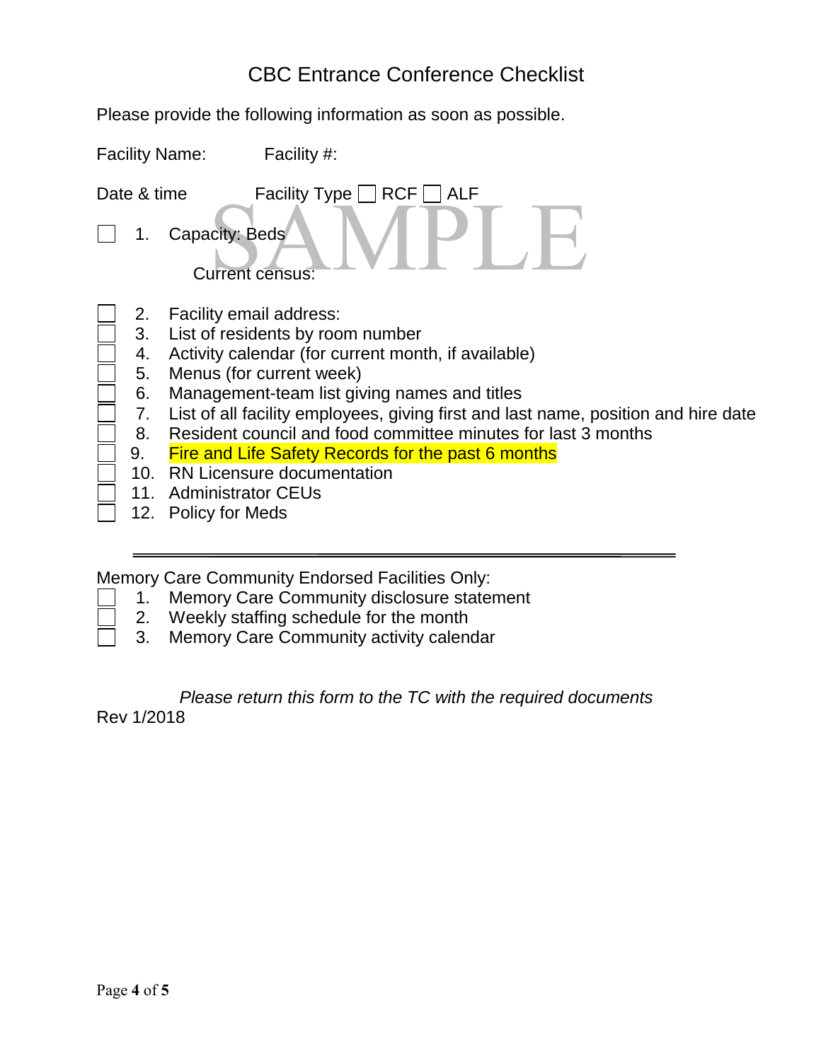# CBC Entrance Conference Checklist

Please provide the following information as soon as possible.

Facility Name: Facility #:

Date & time Facility Type ☐ RCF ☐ ALF

- ☐ 1. Capacity: Beds

  Current census:

- ☐ 2. Facility email address:
- ☐ 3. List of residents by room number
- ☐ 4. Activity calendar (for current month, if available)
- ☐ 5. Menus (for current week)
- ☐ 6. Management-team list giving names and titles
- ☐ 7. List of all facility employees, giving first and last name, position and hire date
- ☐ 8. Resident council and food committee minutes for last 3 months
- ☐ 9. Fire and Life Safety Records for the past 6 months
- ☐ 10. RN Licensure documentation
- ☐ 11. Administrator CEUs
- ☐ 12. Policy for Meds

---

Memory Care Community Endorsed Facilities Only:

- ☐ 1. Memory Care Community disclosure statement
- ☐ 2. Weekly staffing schedule for the month
- ☐ 3. Memory Care Community activity calendar

*Please return this form to the TC with the required documents*

Rev 1/2018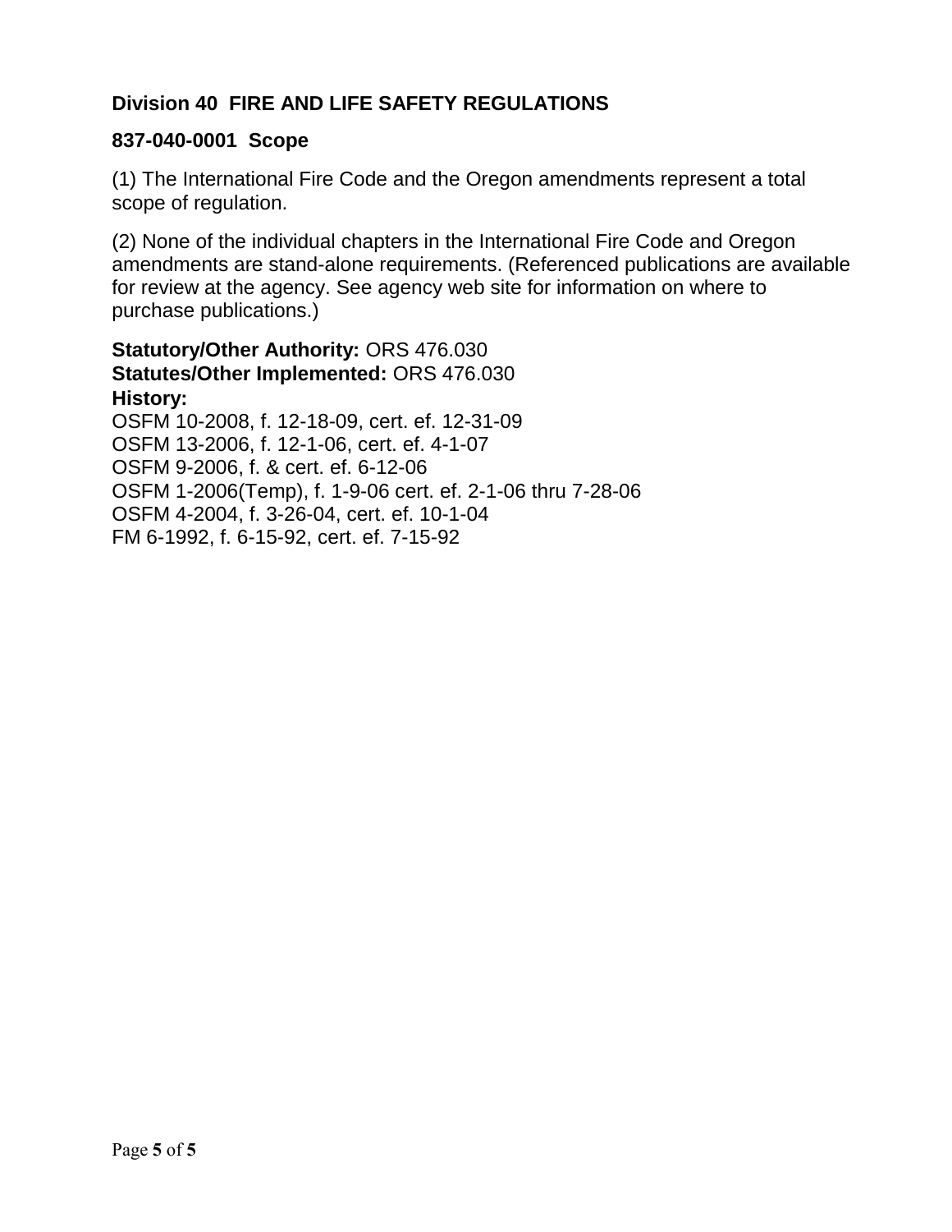## Division 40 FIRE AND LIFE SAFETY REGULATIONS

### 837-040-0001 Scope

(1) The International Fire Code and the Oregon amendments represent a total scope of regulation.

(2) None of the individual chapters in the International Fire Code and Oregon amendments are stand-alone requirements. (Referenced publications are available for review at the agency. See agency web site for information on where to purchase publications.)

**Statutory/Other Authority:** ORS 476.030
**Statutes/Other Implemented:** ORS 476.030
**History:**
OSFM 10-2008, f. 12-18-09, cert. ef. 12-31-09
OSFM 13-2006, f. 12-1-06, cert. ef. 4-1-07
OSFM 9-2006, f. & cert. ef. 6-12-06
OSFM 1-2006(Temp), f. 1-9-06 cert. ef. 2-1-06 thru 7-28-06
OSFM 4-2004, f. 3-26-04, cert. ef. 10-1-04
FM 6-1992, f. 6-15-92, cert. ef. 7-15-92